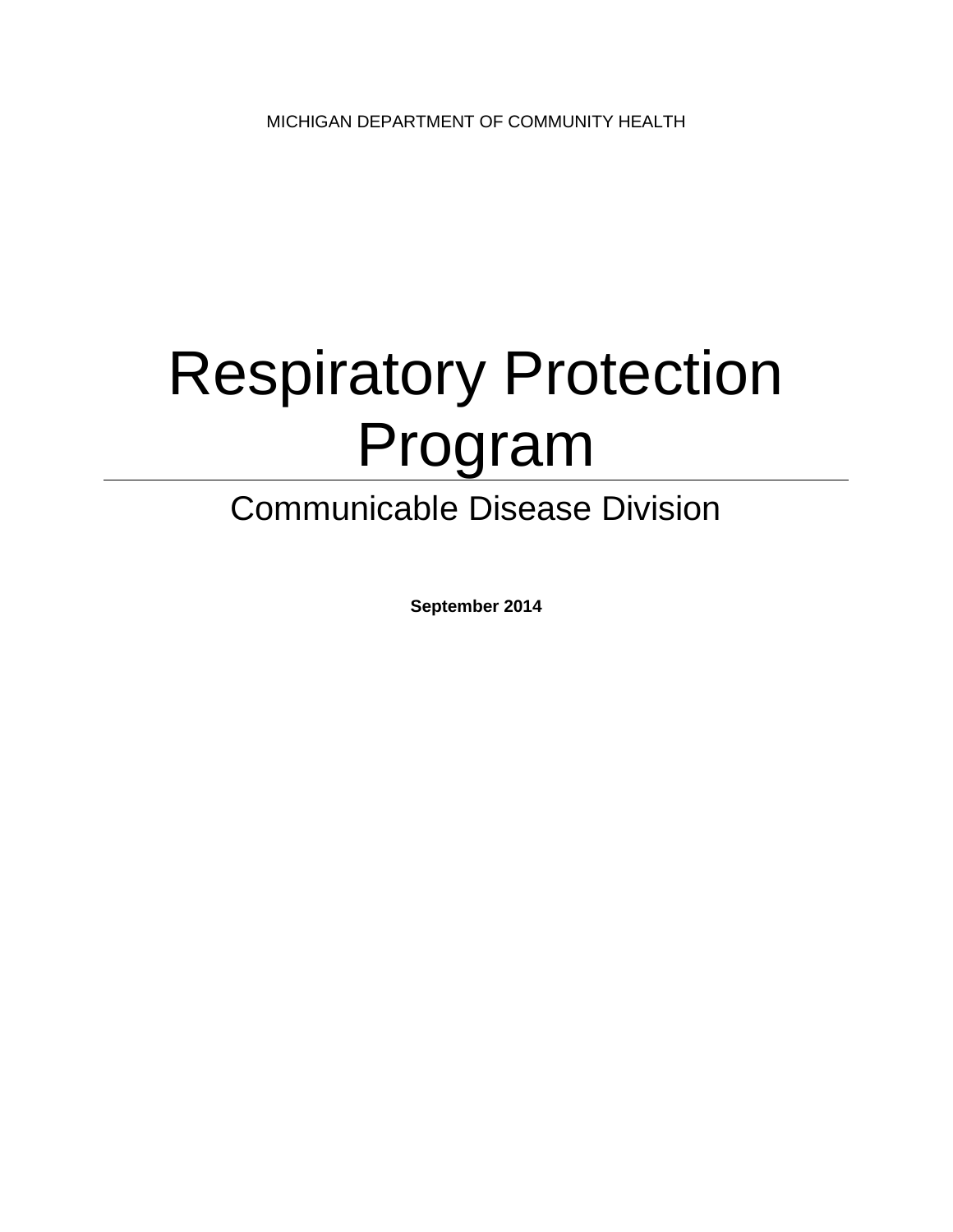MICHIGAN DEPARTMENT OF COMMUNITY HEALTH

# Respiratory Protection Program

## Communicable Disease Division

**September 2014**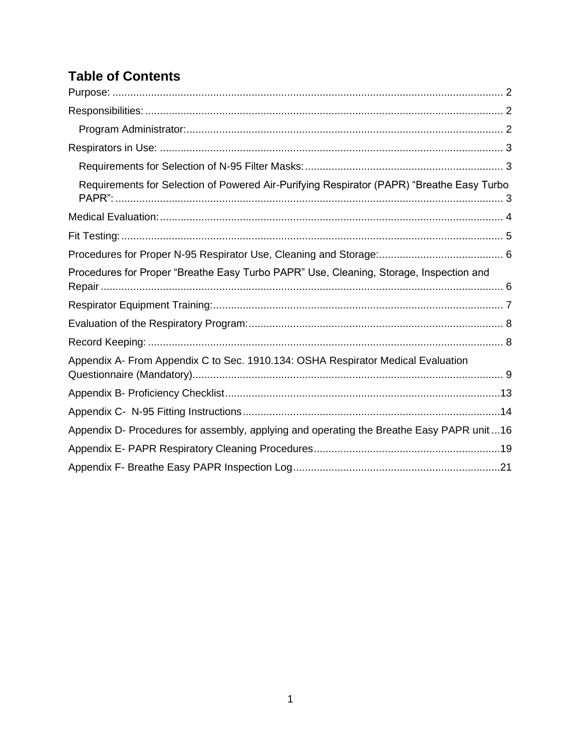# Table of Contents

Purpose: .......... 2

Responsibilities: .......... 2

- Program Administrator: .......... 2

Respirators in Use: .......... 3

- Requirements for Selection of N-95 Filter Masks: .......... 3
- Requirements for Selection of Powered Air-Purifying Respirator (PAPR) "Breathe Easy Turbo PAPR": .......... 3

Medical Evaluation: .......... 4

Fit Testing: .......... 5

Procedures for Proper N-95 Respirator Use, Cleaning and Storage: .......... 6

Procedures for Proper "Breathe Easy Turbo PAPR" Use, Cleaning, Storage, Inspection and Repair .......... 6

Respirator Equipment Training: .......... 7

Evaluation of the Respiratory Program: .......... 8

Record Keeping: .......... 8

Appendix A- From Appendix C to Sec. 1910.134: OSHA Respirator Medical Evaluation Questionnaire (Mandatory) .......... 9

Appendix B- Proficiency Checklist .......... 13

Appendix C- N-95 Fitting Instructions .......... 14

Appendix D- Procedures for assembly, applying and operating the Breathe Easy PAPR unit .......... 16

Appendix E- PAPR Respiratory Cleaning Procedures .......... 19

Appendix F- Breathe Easy PAPR Inspection Log .......... 21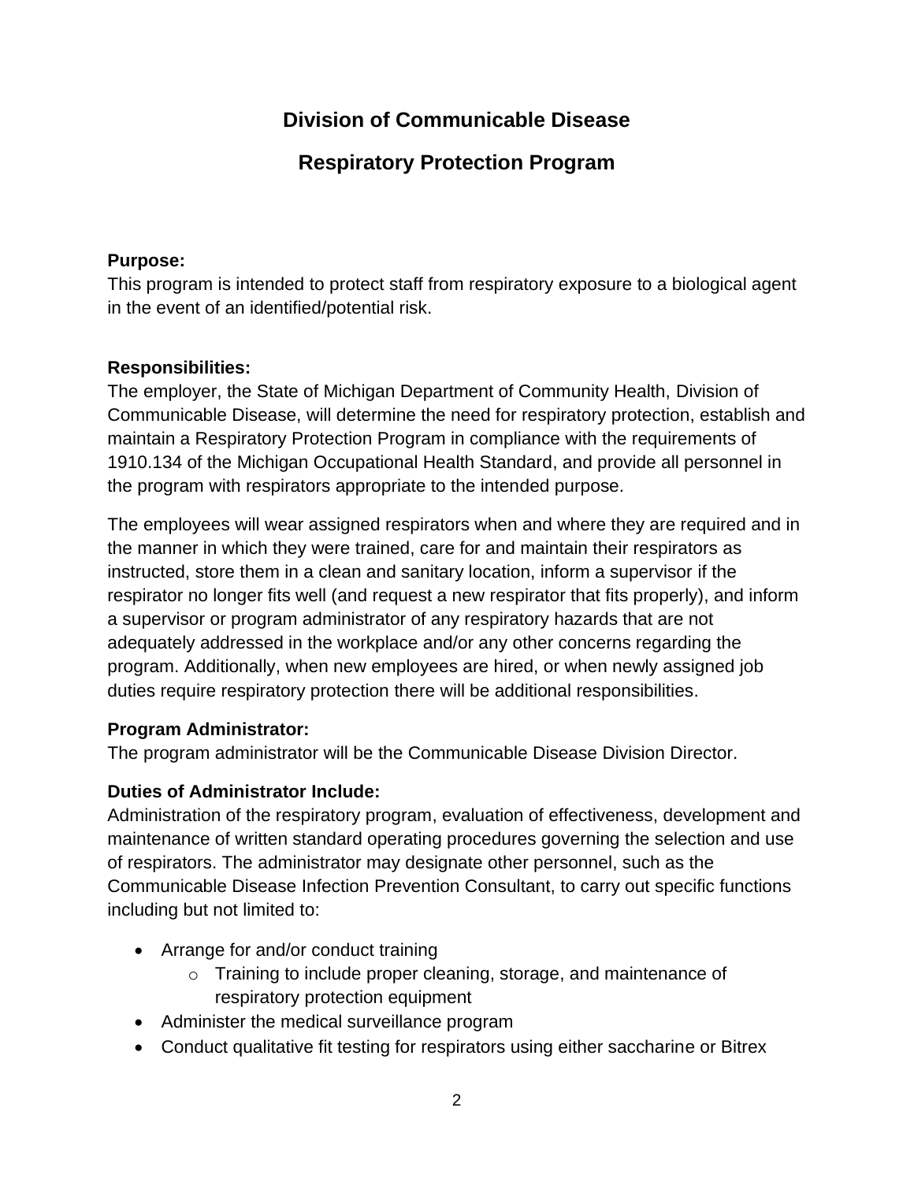# Division of Communicable Disease

## Respiratory Protection Program

**Purpose:**
This program is intended to protect staff from respiratory exposure to a biological agent in the event of an identified/potential risk.

**Responsibilities:**
The employer, the State of Michigan Department of Community Health, Division of Communicable Disease, will determine the need for respiratory protection, establish and maintain a Respiratory Protection Program in compliance with the requirements of 1910.134 of the Michigan Occupational Health Standard, and provide all personnel in the program with respirators appropriate to the intended purpose.

The employees will wear assigned respirators when and where they are required and in the manner in which they were trained, care for and maintain their respirators as instructed, store them in a clean and sanitary location, inform a supervisor if the respirator no longer fits well (and request a new respirator that fits properly), and inform a supervisor or program administrator of any respiratory hazards that are not adequately addressed in the workplace and/or any other concerns regarding the program. Additionally, when new employees are hired, or when newly assigned job duties require respiratory protection there will be additional responsibilities.

**Program Administrator:**
The program administrator will be the Communicable Disease Division Director.

**Duties of Administrator Include:**
Administration of the respiratory program, evaluation of effectiveness, development and maintenance of written standard operating procedures governing the selection and use of respirators. The administrator may designate other personnel, such as the Communicable Disease Infection Prevention Consultant, to carry out specific functions including but not limited to:

- Arrange for and/or conduct training
  - Training to include proper cleaning, storage, and maintenance of respiratory protection equipment
- Administer the medical surveillance program
- Conduct qualitative fit testing for respirators using either saccharine or Bitrex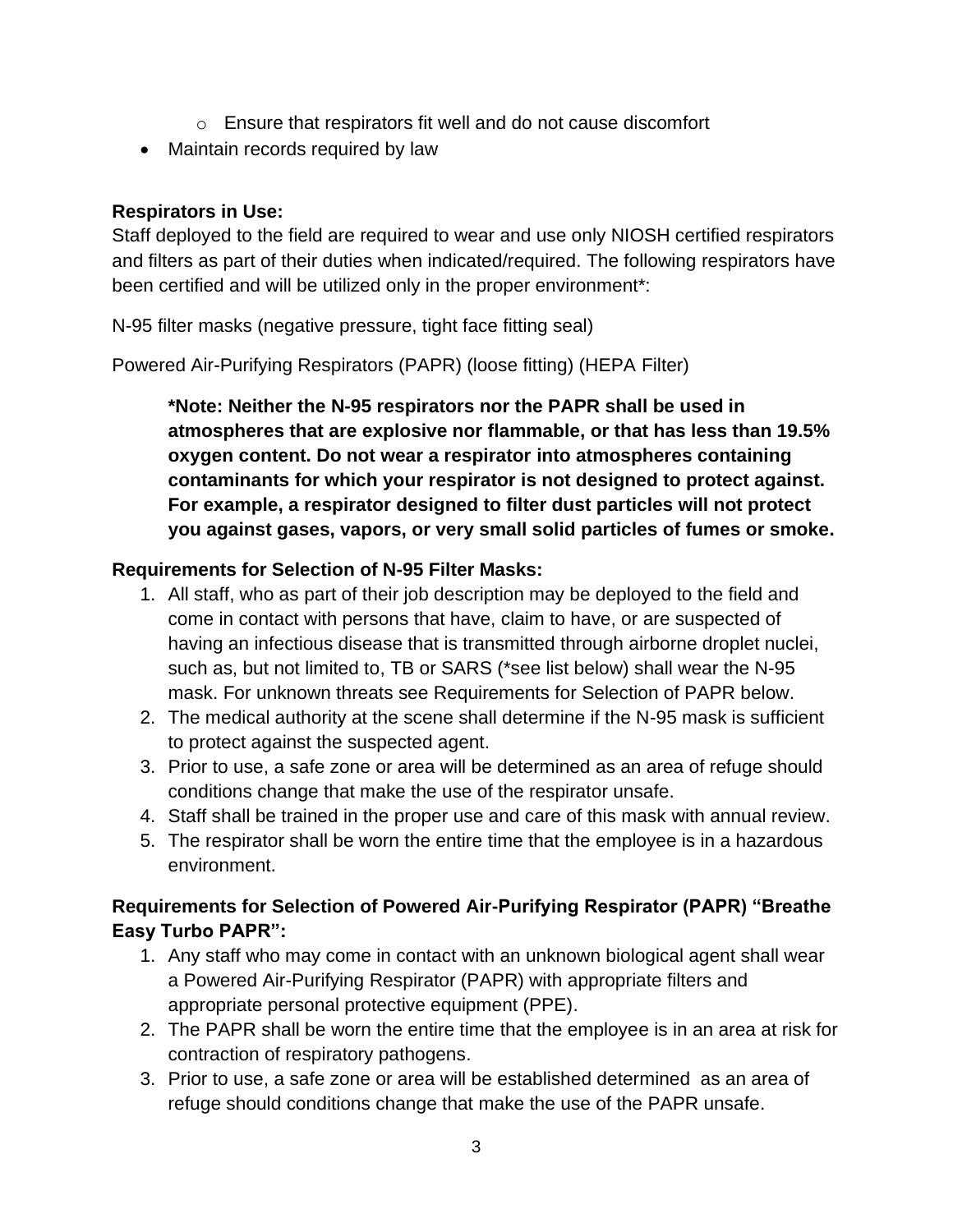- Ensure that respirators fit well and do not cause discomfort
- Maintain records required by law

**Respirators in Use:**
Staff deployed to the field are required to wear and use only NIOSH certified respirators and filters as part of their duties when indicated/required. The following respirators have been certified and will be utilized only in the proper environment*:

N-95 filter masks (negative pressure, tight face fitting seal)

Powered Air-Purifying Respirators (PAPR) (loose fitting) (HEPA Filter)

> **\*Note: Neither the N-95 respirators nor the PAPR shall be used in atmospheres that are explosive nor flammable, or that has less than 19.5% oxygen content. Do not wear a respirator into atmospheres containing contaminants for which your respirator is not designed to protect against. For example, a respirator designed to filter dust particles will not protect you against gases, vapors, or very small solid particles of fumes or smoke.**

**Requirements for Selection of N-95 Filter Masks:**

1. All staff, who as part of their job description may be deployed to the field and come in contact with persons that have, claim to have, or are suspected of having an infectious disease that is transmitted through airborne droplet nuclei, such as, but not limited to, TB or SARS (*see list below) shall wear the N-95 mask. For unknown threats see Requirements for Selection of PAPR below.
2. The medical authority at the scene shall determine if the N-95 mask is sufficient to protect against the suspected agent.
3. Prior to use, a safe zone or area will be determined as an area of refuge should conditions change that make the use of the respirator unsafe.
4. Staff shall be trained in the proper use and care of this mask with annual review.
5. The respirator shall be worn the entire time that the employee is in a hazardous environment.

**Requirements for Selection of Powered Air-Purifying Respirator (PAPR) "Breathe Easy Turbo PAPR":**

1. Any staff who may come in contact with an unknown biological agent shall wear a Powered Air-Purifying Respirator (PAPR) with appropriate filters and appropriate personal protective equipment (PPE).
2. The PAPR shall be worn the entire time that the employee is in an area at risk for contraction of respiratory pathogens.
3. Prior to use, a safe zone or area will be established determined as an area of refuge should conditions change that make the use of the PAPR unsafe.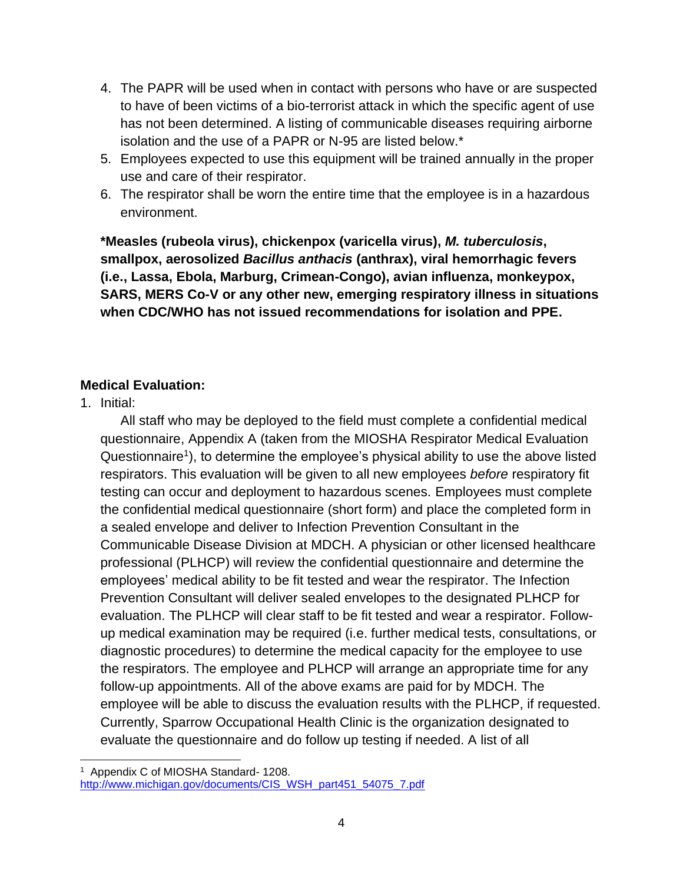4. The PAPR will be used when in contact with persons who have or are suspected to have of been victims of a bio-terrorist attack in which the specific agent of use has not been determined. A listing of communicable diseases requiring airborne isolation and the use of a PAPR or N-95 are listed below.*
5. Employees expected to use this equipment will be trained annually in the proper use and care of their respirator.
6. The respirator shall be worn the entire time that the employee is in a hazardous environment.

**\*Measles (rubeola virus), chickenpox (varicella virus), *M. tuberculosis*, smallpox, aerosolized *Bacillus anthacis* (anthrax), viral hemorrhagic fevers (i.e., Lassa, Ebola, Marburg, Crimean-Congo), avian influenza, monkeypox, SARS, MERS Co-V or any other new, emerging respiratory illness in situations when CDC/WHO has not issued recommendations for isolation and PPE.**

**Medical Evaluation:**

1. Initial:

   All staff who may be deployed to the field must complete a confidential medical questionnaire, Appendix A (taken from the MIOSHA Respirator Medical Evaluation Questionnaire[1]), to determine the employee's physical ability to use the above listed respirators. This evaluation will be given to all new employees *before* respiratory fit testing can occur and deployment to hazardous scenes. Employees must complete the confidential medical questionnaire (short form) and place the completed form in a sealed envelope and deliver to Infection Prevention Consultant in the Communicable Disease Division at MDCH. A physician or other licensed healthcare professional (PLHCP) will review the confidential questionnaire and determine the employees' medical ability to be fit tested and wear the respirator. The Infection Prevention Consultant will deliver sealed envelopes to the designated PLHCP for evaluation. The PLHCP will clear staff to be fit tested and wear a respirator. Follow-up medical examination may be required (i.e. further medical tests, consultations, or diagnostic procedures) to determine the medical capacity for the employee to use the respirators. The employee and PLHCP will arrange an appropriate time for any follow-up appointments. All of the above exams are paid for by MDCH. The employee will be able to discuss the evaluation results with the PLHCP, if requested. Currently, Sparrow Occupational Health Clinic is the organization designated to evaluate the questionnaire and do follow up testing if needed. A list of all

[1] Appendix C of MIOSHA Standard- 1208. http://www.michigan.gov/documents/CIS_WSH_part451_54075_7.pdf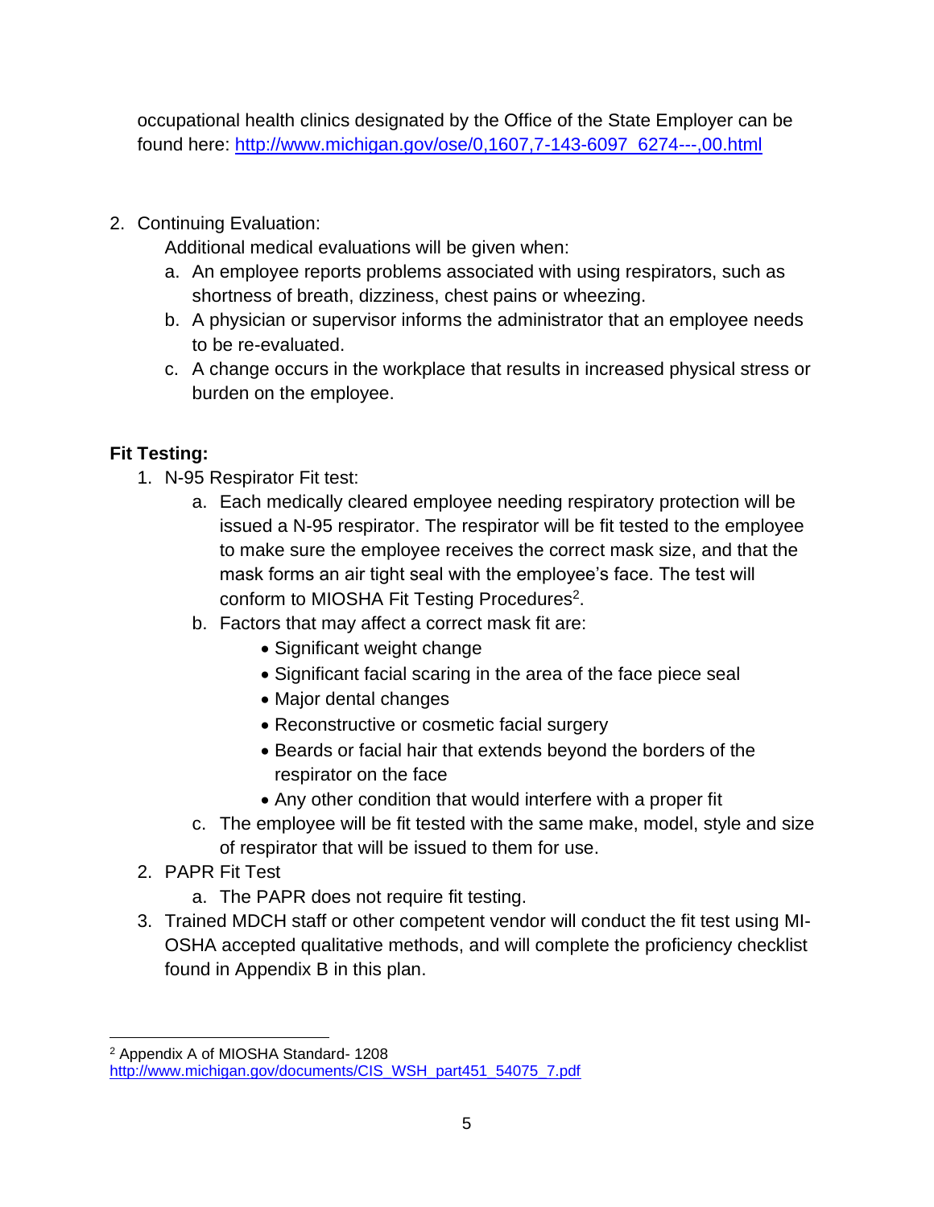occupational health clinics designated by the Office of the State Employer can be found here: http://www.michigan.gov/ose/0,1607,7-143-6097_6274---,00.html

2. Continuing Evaluation:
   Additional medical evaluations will be given when:
   a. An employee reports problems associated with using respirators, such as shortness of breath, dizziness, chest pains or wheezing.
   b. A physician or supervisor informs the administrator that an employee needs to be re-evaluated.
   c. A change occurs in the workplace that results in increased physical stress or burden on the employee.

**Fit Testing:**

1. N-95 Respirator Fit test:
   a. Each medically cleared employee needing respiratory protection will be issued a N-95 respirator. The respirator will be fit tested to the employee to make sure the employee receives the correct mask size, and that the mask forms an air tight seal with the employee's face. The test will conform to MIOSHA Fit Testing Procedures[2].
   b. Factors that may affect a correct mask fit are:
      - Significant weight change
      - Significant facial scaring in the area of the face piece seal
      - Major dental changes
      - Reconstructive or cosmetic facial surgery
      - Beards or facial hair that extends beyond the borders of the respirator on the face
      - Any other condition that would interfere with a proper fit
   c. The employee will be fit tested with the same make, model, style and size of respirator that will be issued to them for use.
2. PAPR Fit Test
   a. The PAPR does not require fit testing.
3. Trained MDCH staff or other competent vendor will conduct the fit test using MI-OSHA accepted qualitative methods, and will complete the proficiency checklist found in Appendix B in this plan.

[2] Appendix A of MIOSHA Standard- 1208 http://www.michigan.gov/documents/CIS_WSH_part451_54075_7.pdf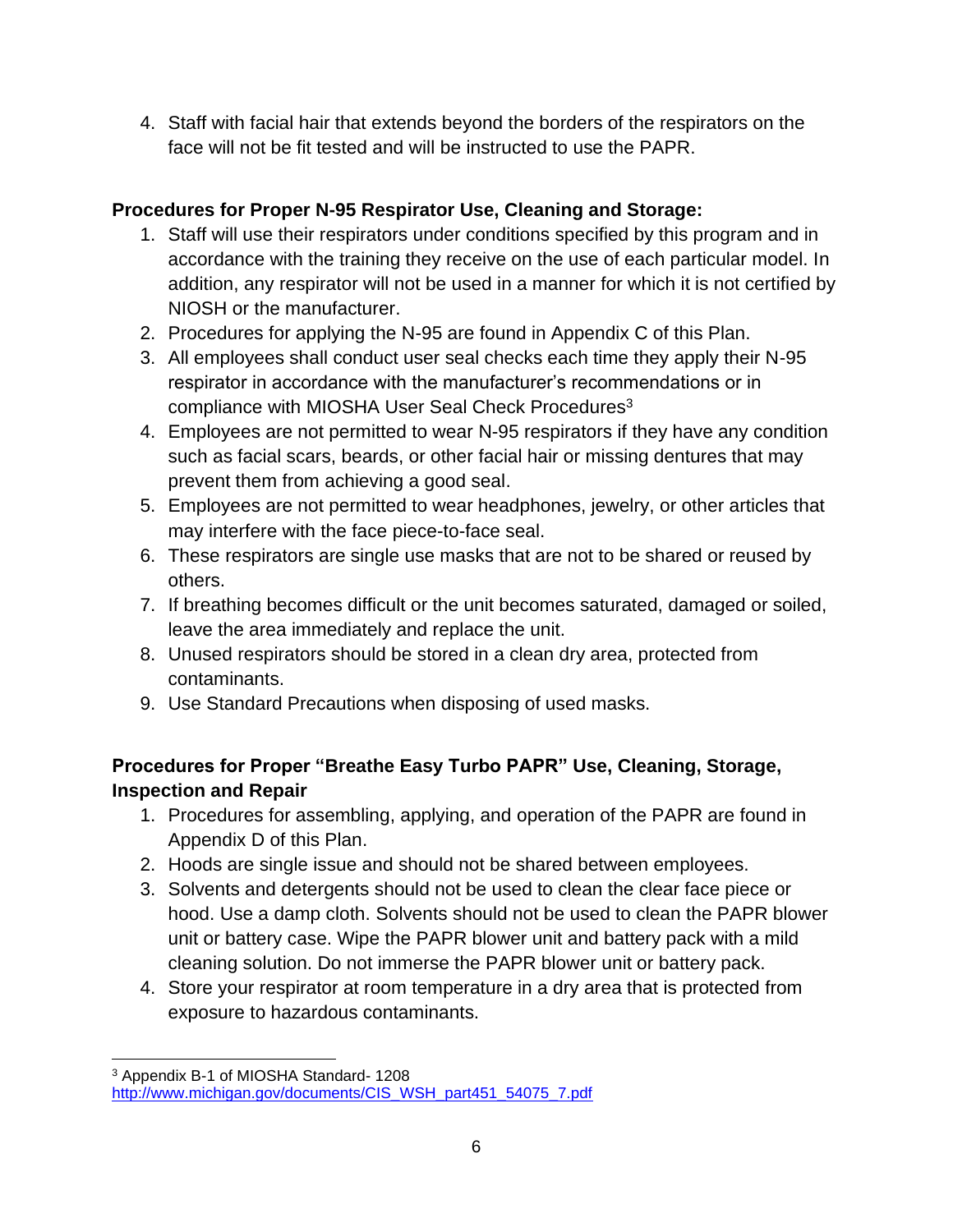4. Staff with facial hair that extends beyond the borders of the respirators on the face will not be fit tested and will be instructed to use the PAPR.

**Procedures for Proper N-95 Respirator Use, Cleaning and Storage:**

1. Staff will use their respirators under conditions specified by this program and in accordance with the training they receive on the use of each particular model. In addition, any respirator will not be used in a manner for which it is not certified by NIOSH or the manufacturer.
2. Procedures for applying the N-95 are found in Appendix C of this Plan.
3. All employees shall conduct user seal checks each time they apply their N-95 respirator in accordance with the manufacturer's recommendations or in compliance with MIOSHA User Seal Check Procedures[3]
4. Employees are not permitted to wear N-95 respirators if they have any condition such as facial scars, beards, or other facial hair or missing dentures that may prevent them from achieving a good seal.
5. Employees are not permitted to wear headphones, jewelry, or other articles that may interfere with the face piece-to-face seal.
6. These respirators are single use masks that are not to be shared or reused by others.
7. If breathing becomes difficult or the unit becomes saturated, damaged or soiled, leave the area immediately and replace the unit.
8. Unused respirators should be stored in a clean dry area, protected from contaminants.
9. Use Standard Precautions when disposing of used masks.

**Procedures for Proper "Breathe Easy Turbo PAPR" Use, Cleaning, Storage, Inspection and Repair**

1. Procedures for assembling, applying, and operation of the PAPR are found in Appendix D of this Plan.
2. Hoods are single issue and should not be shared between employees.
3. Solvents and detergents should not be used to clean the clear face piece or hood. Use a damp cloth. Solvents should not be used to clean the PAPR blower unit or battery case. Wipe the PAPR blower unit and battery pack with a mild cleaning solution. Do not immerse the PAPR blower unit or battery pack.
4. Store your respirator at room temperature in a dry area that is protected from exposure to hazardous contaminants.

---

[3] Appendix B-1 of MIOSHA Standard- 1208
http://www.michigan.gov/documents/CIS_WSH_part451_54075_7.pdf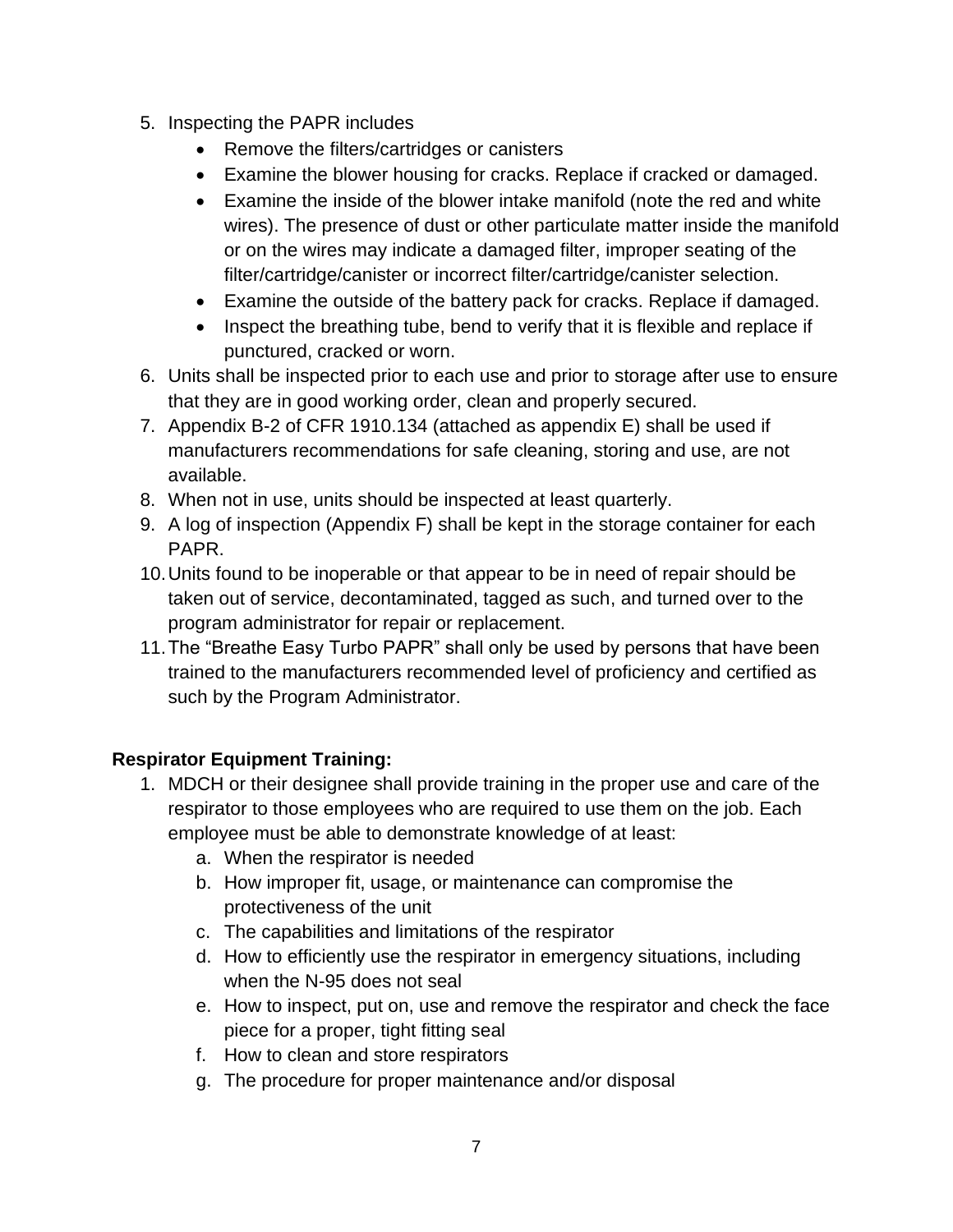5. Inspecting the PAPR includes
   - Remove the filters/cartridges or canisters
   - Examine the blower housing for cracks. Replace if cracked or damaged.
   - Examine the inside of the blower intake manifold (note the red and white wires). The presence of dust or other particulate matter inside the manifold or on the wires may indicate a damaged filter, improper seating of the filter/cartridge/canister or incorrect filter/cartridge/canister selection.
   - Examine the outside of the battery pack for cracks. Replace if damaged.
   - Inspect the breathing tube, bend to verify that it is flexible and replace if punctured, cracked or worn.
6. Units shall be inspected prior to each use and prior to storage after use to ensure that they are in good working order, clean and properly secured.
7. Appendix B-2 of CFR 1910.134 (attached as appendix E) shall be used if manufacturers recommendations for safe cleaning, storing and use, are not available.
8. When not in use, units should be inspected at least quarterly.
9. A log of inspection (Appendix F) shall be kept in the storage container for each PAPR.
10. Units found to be inoperable or that appear to be in need of repair should be taken out of service, decontaminated, tagged as such, and turned over to the program administrator for repair or replacement.
11. The “Breathe Easy Turbo PAPR” shall only be used by persons that have been trained to the manufacturers recommended level of proficiency and certified as such by the Program Administrator.

**Respirator Equipment Training:**

1. MDCH or their designee shall provide training in the proper use and care of the respirator to those employees who are required to use them on the job. Each employee must be able to demonstrate knowledge of at least:
   a. When the respirator is needed
   b. How improper fit, usage, or maintenance can compromise the protectiveness of the unit
   c. The capabilities and limitations of the respirator
   d. How to efficiently use the respirator in emergency situations, including when the N-95 does not seal
   e. How to inspect, put on, use and remove the respirator and check the face piece for a proper, tight fitting seal
   f. How to clean and store respirators
   g. The procedure for proper maintenance and/or disposal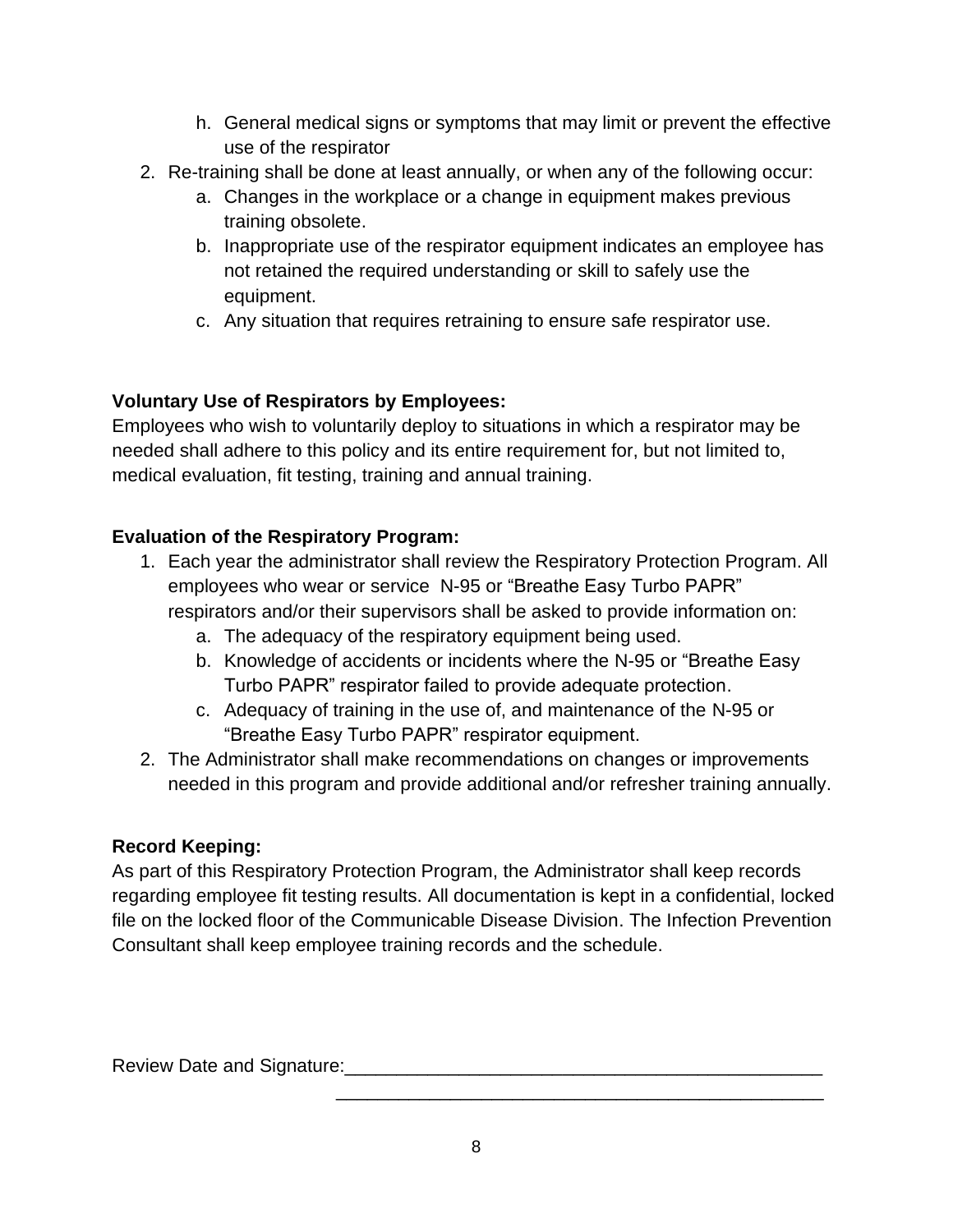h. General medical signs or symptoms that may limit or prevent the effective use of the respirator

2. Re-training shall be done at least annually, or when any of the following occur:
    a. Changes in the workplace or a change in equipment makes previous training obsolete.
    b. Inappropriate use of the respirator equipment indicates an employee has not retained the required understanding or skill to safely use the equipment.
    c. Any situation that requires retraining to ensure safe respirator use.

**Voluntary Use of Respirators by Employees:**
Employees who wish to voluntarily deploy to situations in which a respirator may be needed shall adhere to this policy and its entire requirement for, but not limited to, medical evaluation, fit testing, training and annual training.

**Evaluation of the Respiratory Program:**

1. Each year the administrator shall review the Respiratory Protection Program. All employees who wear or service N-95 or "Breathe Easy Turbo PAPR" respirators and/or their supervisors shall be asked to provide information on:
    a. The adequacy of the respiratory equipment being used.
    b. Knowledge of accidents or incidents where the N-95 or "Breathe Easy Turbo PAPR" respirator failed to provide adequate protection.
    c. Adequacy of training in the use of, and maintenance of the N-95 or "Breathe Easy Turbo PAPR" respirator equipment.
2. The Administrator shall make recommendations on changes or improvements needed in this program and provide additional and/or refresher training annually.

**Record Keeping:**
As part of this Respiratory Protection Program, the Administrator shall keep records regarding employee fit testing results. All documentation is kept in a confidential, locked file on the locked floor of the Communicable Disease Division. The Infection Prevention Consultant shall keep employee training records and the schedule.

Review Date and Signature:_______________________________________________

_______________________________________________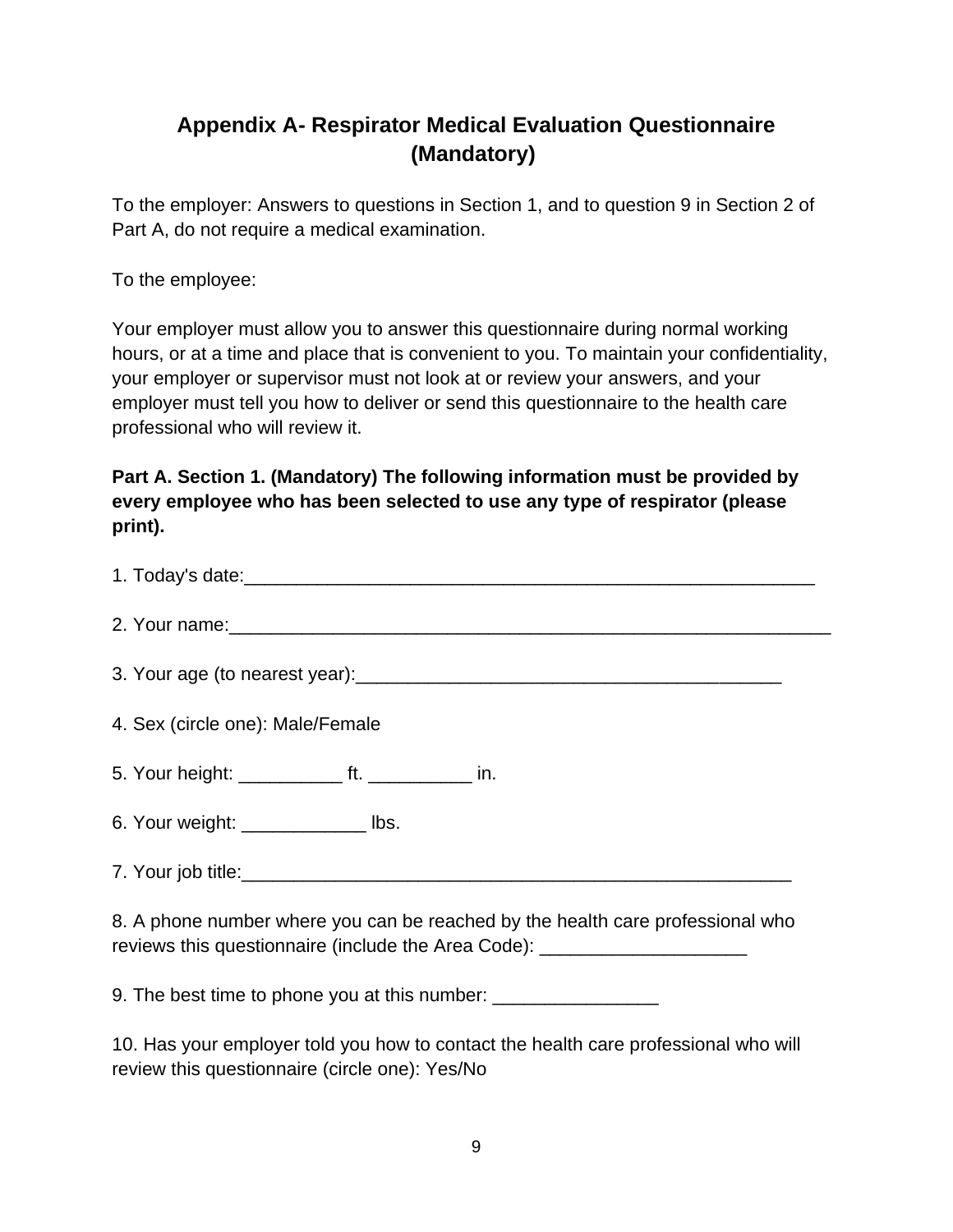## Appendix A- Respirator Medical Evaluation Questionnaire (Mandatory)

To the employer: Answers to questions in Section 1, and to question 9 in Section 2 of Part A, do not require a medical examination.

To the employee:

Your employer must allow you to answer this questionnaire during normal working hours, or at a time and place that is convenient to you. To maintain your confidentiality, your employer or supervisor must not look at or review your answers, and your employer must tell you how to deliver or send this questionnaire to the health care professional who will review it.

**Part A. Section 1. (Mandatory) The following information must be provided by every employee who has been selected to use any type of respirator (please print).**

1. Today's date:_______________________________________________________

2. Your name:__________________________________________________________

3. Your age (to nearest year):_________________________________________

4. Sex (circle one): Male/Female

5. Your height: __________ ft. __________ in.

6. Your weight: ____________ lbs.

7. Your job title:_____________________________________________________

8. A phone number where you can be reached by the health care professional who reviews this questionnaire (include the Area Code): ____________________

9. The best time to phone you at this number: ________________

10. Has your employer told you how to contact the health care professional who will review this questionnaire (circle one): Yes/No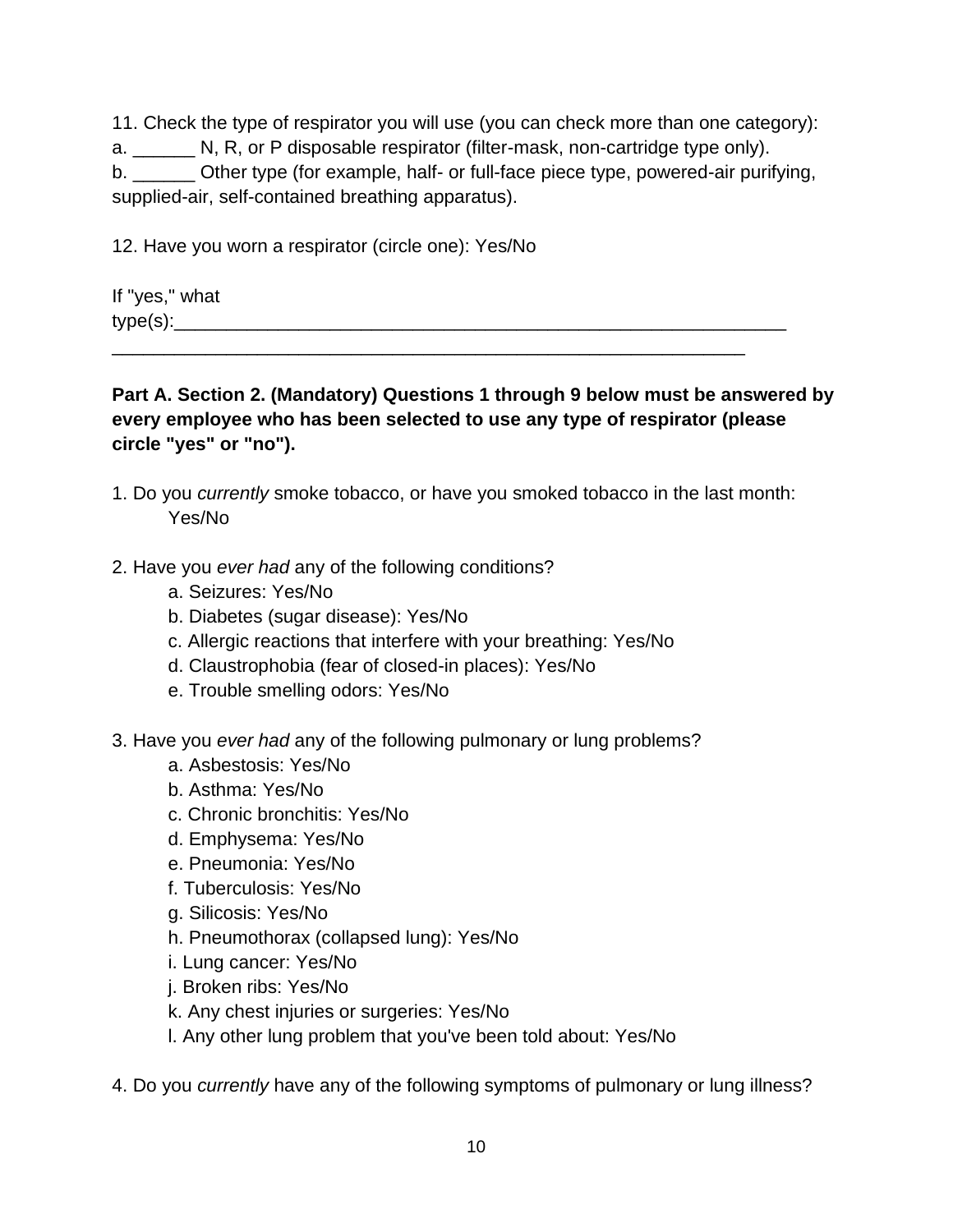11. Check the type of respirator you will use (you can check more than one category):
a. ______ N, R, or P disposable respirator (filter-mask, non-cartridge type only).
b. ______ Other type (for example, half- or full-face piece type, powered-air purifying, supplied-air, self-contained breathing apparatus).

12. Have you worn a respirator (circle one): Yes/No

If "yes," what type(s):_____________________________________________________________
_____________________________________________________________

**Part A. Section 2. (Mandatory) Questions 1 through 9 below must be answered by every employee who has been selected to use any type of respirator (please circle "yes" or "no").**

1. Do you *currently* smoke tobacco, or have you smoked tobacco in the last month: Yes/No

2. Have you *ever had* any of the following conditions?
   a. Seizures: Yes/No
   b. Diabetes (sugar disease): Yes/No
   c. Allergic reactions that interfere with your breathing: Yes/No
   d. Claustrophobia (fear of closed-in places): Yes/No
   e. Trouble smelling odors: Yes/No

3. Have you *ever had* any of the following pulmonary or lung problems?
   a. Asbestosis: Yes/No
   b. Asthma: Yes/No
   c. Chronic bronchitis: Yes/No
   d. Emphysema: Yes/No
   e. Pneumonia: Yes/No
   f. Tuberculosis: Yes/No
   g. Silicosis: Yes/No
   h. Pneumothorax (collapsed lung): Yes/No
   i. Lung cancer: Yes/No
   j. Broken ribs: Yes/No
   k. Any chest injuries or surgeries: Yes/No
   l. Any other lung problem that you've been told about: Yes/No

4. Do you *currently* have any of the following symptoms of pulmonary or lung illness?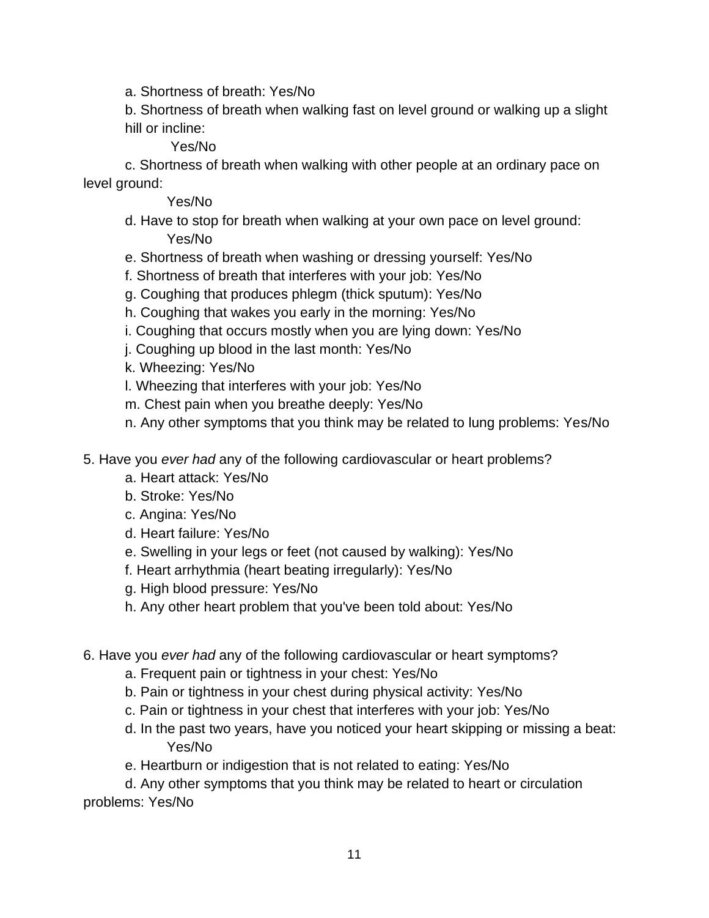a. Shortness of breath: Yes/No

b. Shortness of breath when walking fast on level ground or walking up a slight hill or incline:
Yes/No

c. Shortness of breath when walking with other people at an ordinary pace on level ground:
Yes/No

d. Have to stop for breath when walking at your own pace on level ground:
Yes/No

e. Shortness of breath when washing or dressing yourself: Yes/No

f. Shortness of breath that interferes with your job: Yes/No

g. Coughing that produces phlegm (thick sputum): Yes/No

h. Coughing that wakes you early in the morning: Yes/No

i. Coughing that occurs mostly when you are lying down: Yes/No

j. Coughing up blood in the last month: Yes/No

k. Wheezing: Yes/No

l. Wheezing that interferes with your job: Yes/No

m. Chest pain when you breathe deeply: Yes/No

n. Any other symptoms that you think may be related to lung problems: Yes/No

5. Have you *ever had* any of the following cardiovascular or heart problems?

a. Heart attack: Yes/No

b. Stroke: Yes/No

c. Angina: Yes/No

d. Heart failure: Yes/No

e. Swelling in your legs or feet (not caused by walking): Yes/No

f. Heart arrhythmia (heart beating irregularly): Yes/No

g. High blood pressure: Yes/No

h. Any other heart problem that you've been told about: Yes/No

6. Have you *ever had* any of the following cardiovascular or heart symptoms?

a. Frequent pain or tightness in your chest: Yes/No

b. Pain or tightness in your chest during physical activity: Yes/No

c. Pain or tightness in your chest that interferes with your job: Yes/No

d. In the past two years, have you noticed your heart skipping or missing a beat:
Yes/No

e. Heartburn or indigestion that is not related to eating: Yes/No

d. Any other symptoms that you think may be related to heart or circulation problems: Yes/No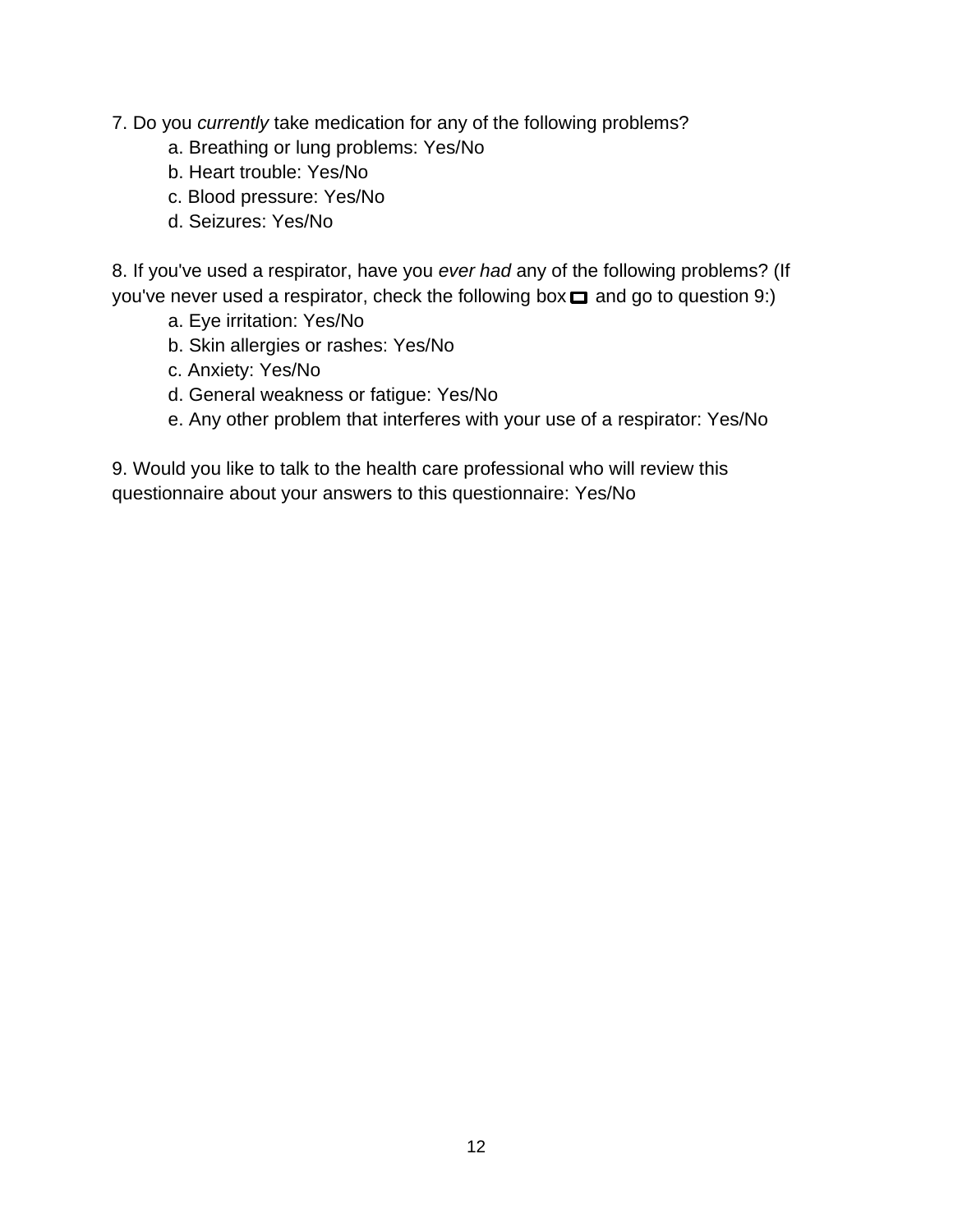7. Do you *currently* take medication for any of the following problems?

   a. Breathing or lung problems: Yes/No
   
   b. Heart trouble: Yes/No
   
   c. Blood pressure: Yes/No
   
   d. Seizures: Yes/No

8. If you've used a respirator, have you *ever had* any of the following problems? (If you've never used a respirator, check the following box ☐ and go to question 9:)

   a. Eye irritation: Yes/No
   
   b. Skin allergies or rashes: Yes/No
   
   c. Anxiety: Yes/No
   
   d. General weakness or fatigue: Yes/No
   
   e. Any other problem that interferes with your use of a respirator: Yes/No

9. Would you like to talk to the health care professional who will review this questionnaire about your answers to this questionnaire: Yes/No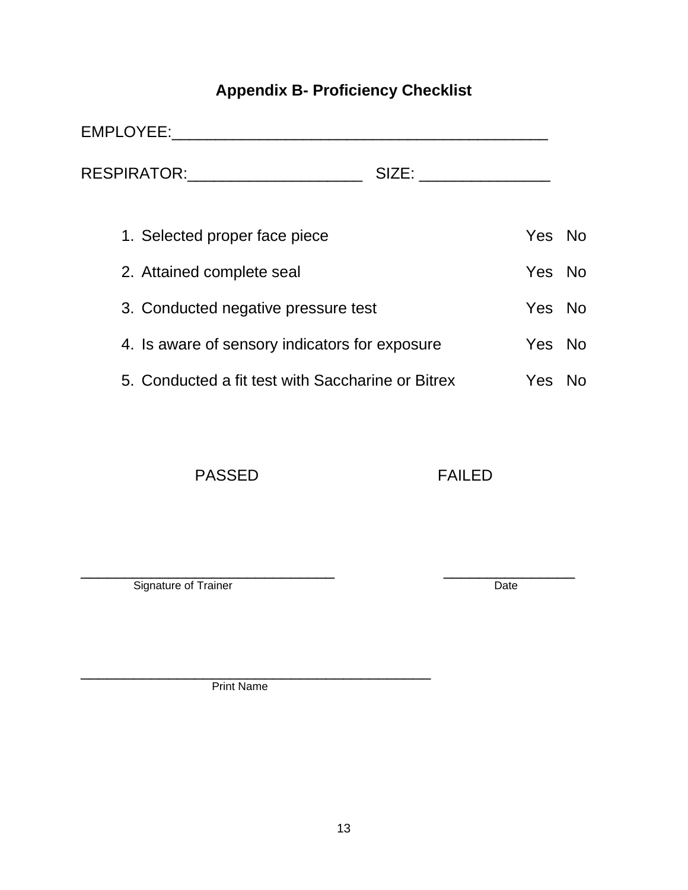## Appendix B- Proficiency Checklist

EMPLOYEE:__________________________________________

RESPIRATOR:____________________ SIZE: _______________

1. Selected proper face piece — Yes No
2. Attained complete seal — Yes No
3. Conducted negative pressure test — Yes No
4. Is aware of sensory indicators for exposure — Yes No
5. Conducted a fit test with Saccharine or Bitrex — Yes No

PASSED FAILED

_______________________________ _______________
Signature of Trainer Date

___________________________________________
Print Name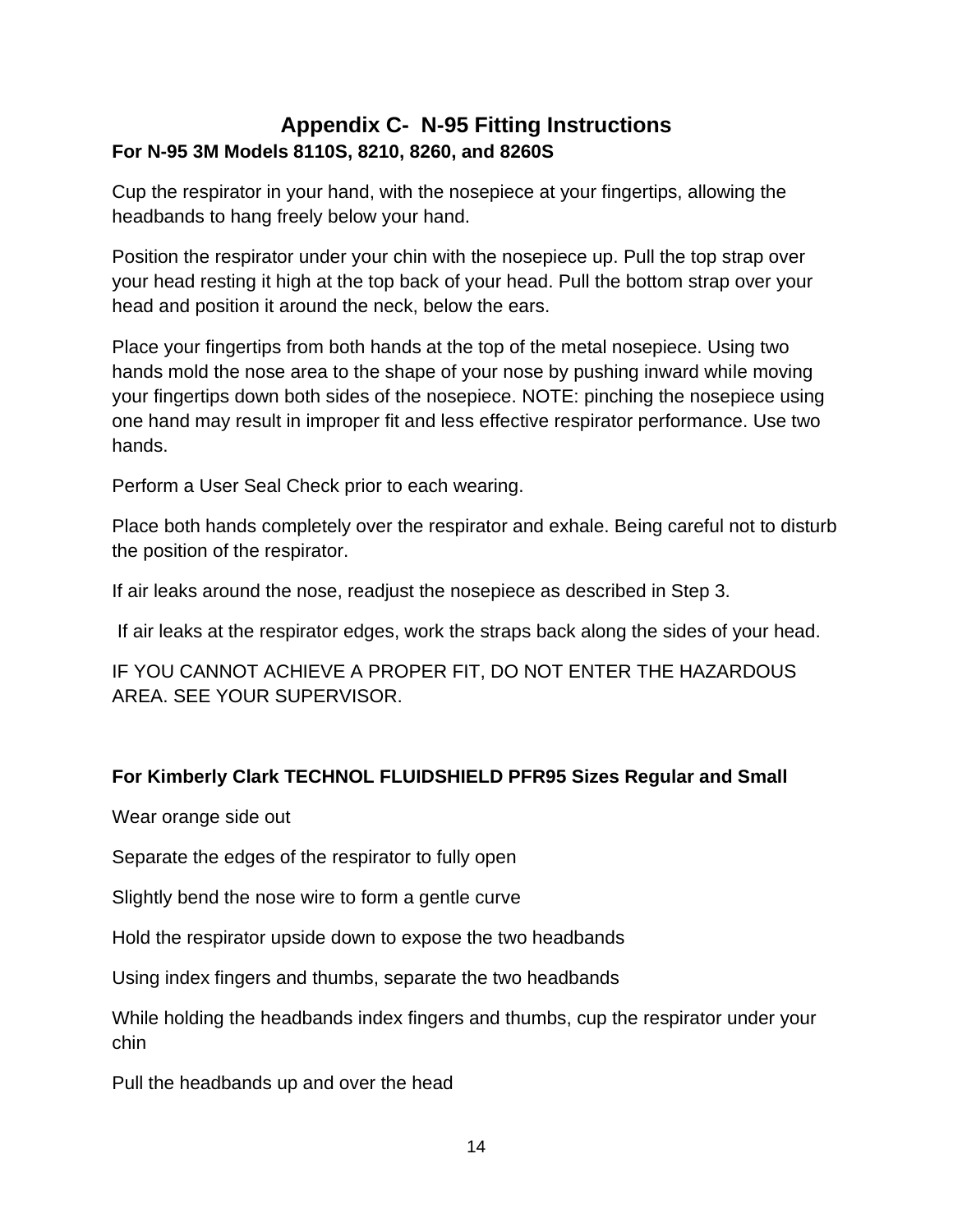# Appendix C- N-95 Fitting Instructions

**For N-95 3M Models 8110S, 8210, 8260, and 8260S**

Cup the respirator in your hand, with the nosepiece at your fingertips, allowing the headbands to hang freely below your hand.

Position the respirator under your chin with the nosepiece up. Pull the top strap over your head resting it high at the top back of your head. Pull the bottom strap over your head and position it around the neck, below the ears.

Place your fingertips from both hands at the top of the metal nosepiece. Using two hands mold the nose area to the shape of your nose by pushing inward while moving your fingertips down both sides of the nosepiece. NOTE: pinching the nosepiece using one hand may result in improper fit and less effective respirator performance. Use two hands.

Perform a User Seal Check prior to each wearing.

Place both hands completely over the respirator and exhale. Being careful not to disturb the position of the respirator.

If air leaks around the nose, readjust the nosepiece as described in Step 3.

If air leaks at the respirator edges, work the straps back along the sides of your head.

IF YOU CANNOT ACHIEVE A PROPER FIT, DO NOT ENTER THE HAZARDOUS AREA. SEE YOUR SUPERVISOR.

**For Kimberly Clark TECHNOL FLUIDSHIELD PFR95 Sizes Regular and Small**

Wear orange side out

Separate the edges of the respirator to fully open

Slightly bend the nose wire to form a gentle curve

Hold the respirator upside down to expose the two headbands

Using index fingers and thumbs, separate the two headbands

While holding the headbands index fingers and thumbs, cup the respirator under your chin

Pull the headbands up and over the head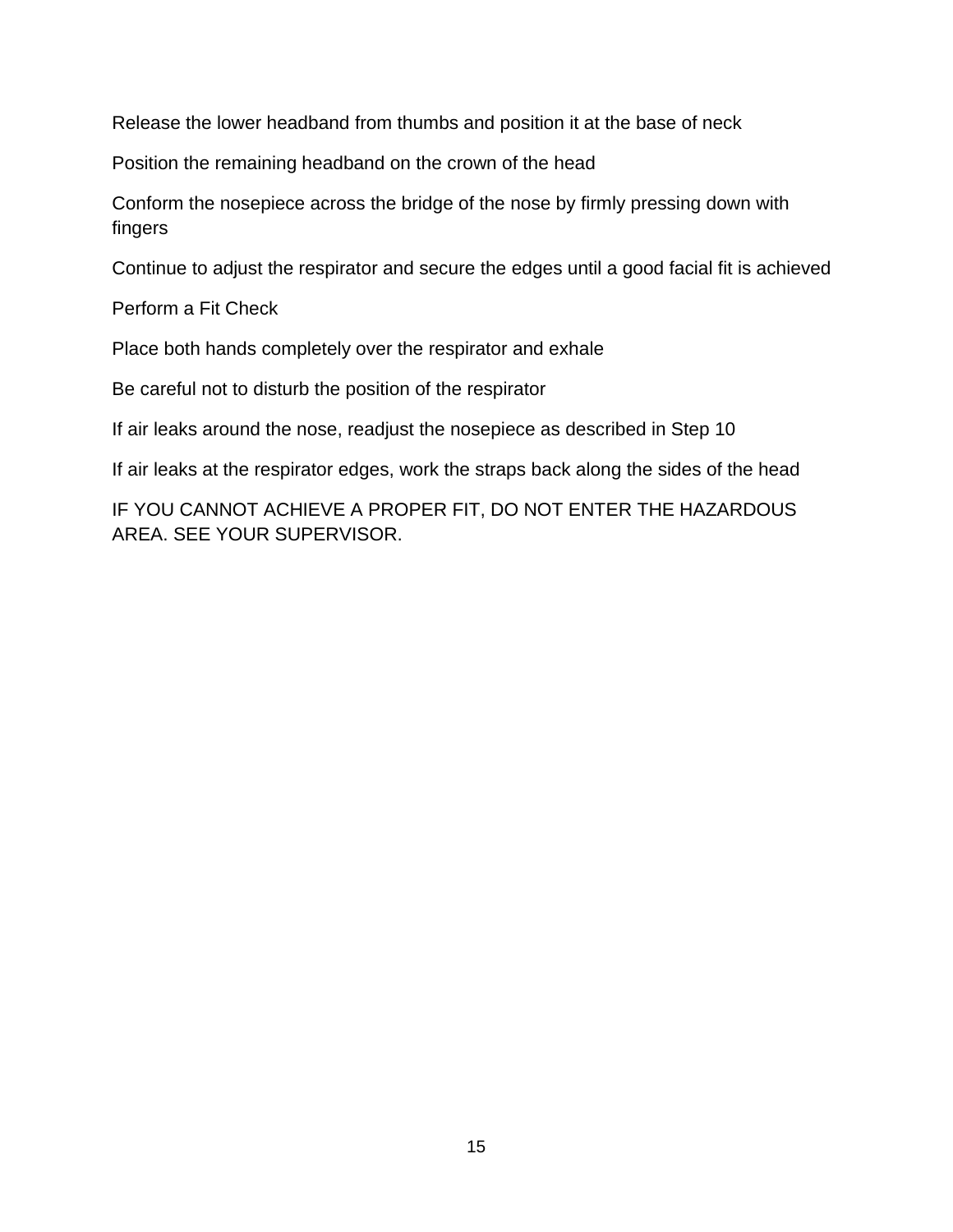Release the lower headband from thumbs and position it at the base of neck

Position the remaining headband on the crown of the head

Conform the nosepiece across the bridge of the nose by firmly pressing down with fingers

Continue to adjust the respirator and secure the edges until a good facial fit is achieved

Perform a Fit Check

Place both hands completely over the respirator and exhale

Be careful not to disturb the position of the respirator

If air leaks around the nose, readjust the nosepiece as described in Step 10

If air leaks at the respirator edges, work the straps back along the sides of the head

IF YOU CANNOT ACHIEVE A PROPER FIT, DO NOT ENTER THE HAZARDOUS AREA. SEE YOUR SUPERVISOR.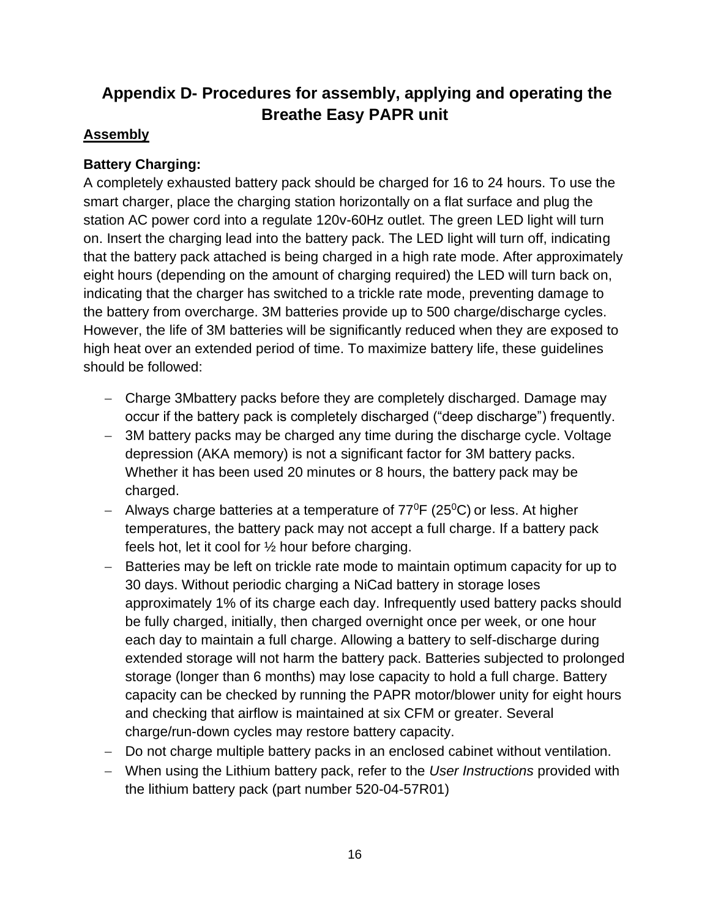# Appendix D- Procedures for assembly, applying and operating the Breathe Easy PAPR unit

## Assembly

### Battery Charging:

A completely exhausted battery pack should be charged for 16 to 24 hours. To use the smart charger, place the charging station horizontally on a flat surface and plug the station AC power cord into a regulate 120v-60Hz outlet. The green LED light will turn on. Insert the charging lead into the battery pack. The LED light will turn off, indicating that the battery pack attached is being charged in a high rate mode. After approximately eight hours (depending on the amount of charging required) the LED will turn back on, indicating that the charger has switched to a trickle rate mode, preventing damage to the battery from overcharge. 3M batteries provide up to 500 charge/discharge cycles. However, the life of 3M batteries will be significantly reduced when they are exposed to high heat over an extended period of time. To maximize battery life, these guidelines should be followed:

- Charge 3Mbattery packs before they are completely discharged. Damage may occur if the battery pack is completely discharged ("deep discharge") frequently.
- 3M battery packs may be charged any time during the discharge cycle. Voltage depression (AKA memory) is not a significant factor for 3M battery packs. Whether it has been used 20 minutes or 8 hours, the battery pack may be charged.
- Always charge batteries at a temperature of 77$^0$F (25$^0$C) or less. At higher temperatures, the battery pack may not accept a full charge. If a battery pack feels hot, let it cool for ½ hour before charging.
- Batteries may be left on trickle rate mode to maintain optimum capacity for up to 30 days. Without periodic charging a NiCad battery in storage loses approximately 1% of its charge each day. Infrequently used battery packs should be fully charged, initially, then charged overnight once per week, or one hour each day to maintain a full charge. Allowing a battery to self-discharge during extended storage will not harm the battery pack. Batteries subjected to prolonged storage (longer than 6 months) may lose capacity to hold a full charge. Battery capacity can be checked by running the PAPR motor/blower unity for eight hours and checking that airflow is maintained at six CFM or greater. Several charge/run-down cycles may restore battery capacity.
- Do not charge multiple battery packs in an enclosed cabinet without ventilation.
- When using the Lithium battery pack, refer to the *User Instructions* provided with the lithium battery pack (part number 520-04-57R01)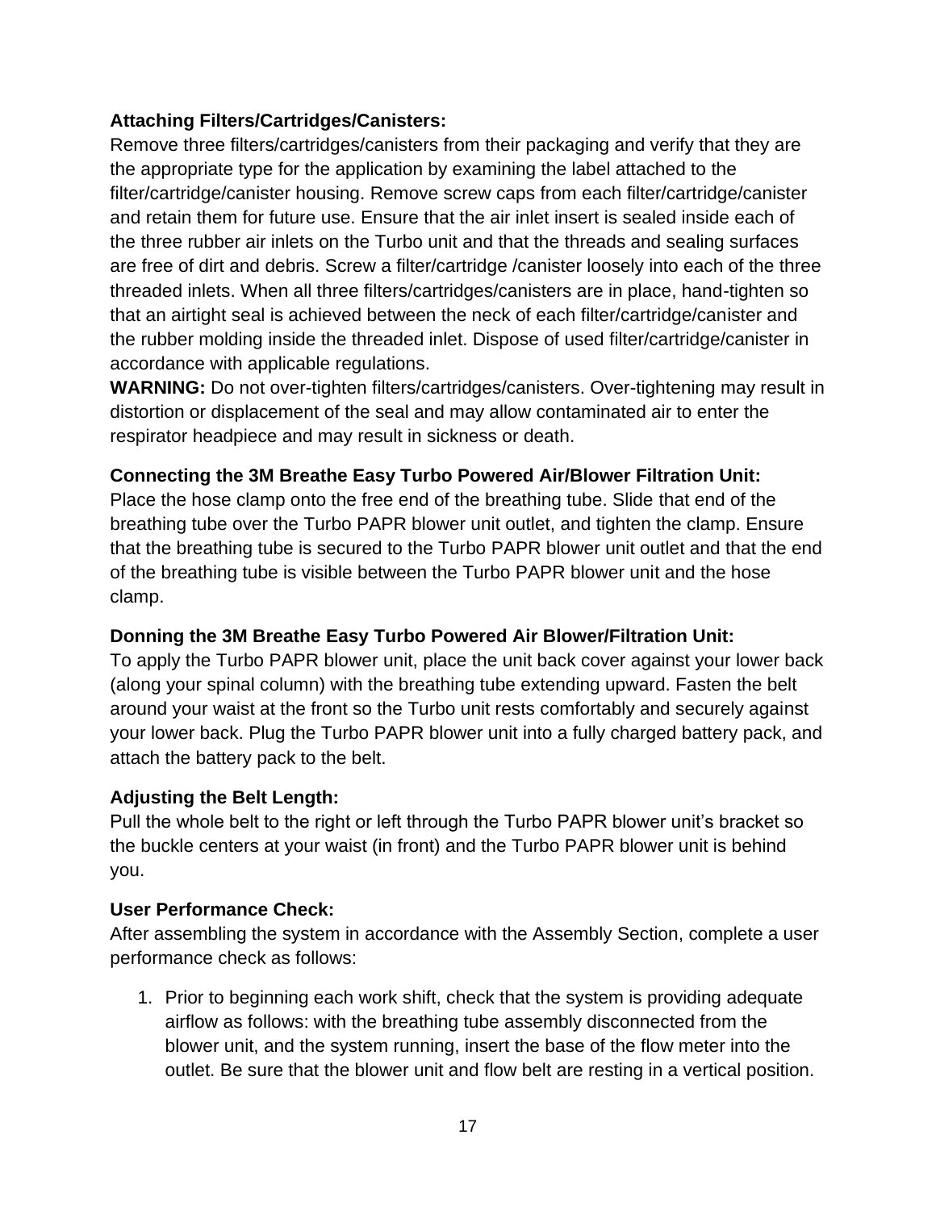**Attaching Filters/Cartridges/Canisters:**
Remove three filters/cartridges/canisters from their packaging and verify that they are the appropriate type for the application by examining the label attached to the filter/cartridge/canister housing. Remove screw caps from each filter/cartridge/canister and retain them for future use. Ensure that the air inlet insert is sealed inside each of the three rubber air inlets on the Turbo unit and that the threads and sealing surfaces are free of dirt and debris. Screw a filter/cartridge /canister loosely into each of the three threaded inlets. When all three filters/cartridges/canisters are in place, hand-tighten so that an airtight seal is achieved between the neck of each filter/cartridge/canister and the rubber molding inside the threaded inlet. Dispose of used filter/cartridge/canister in accordance with applicable regulations.
**WARNING:** Do not over-tighten filters/cartridges/canisters. Over-tightening may result in distortion or displacement of the seal and may allow contaminated air to enter the respirator headpiece and may result in sickness or death.

**Connecting the 3M Breathe Easy Turbo Powered Air/Blower Filtration Unit:**
Place the hose clamp onto the free end of the breathing tube. Slide that end of the breathing tube over the Turbo PAPR blower unit outlet, and tighten the clamp. Ensure that the breathing tube is secured to the Turbo PAPR blower unit outlet and that the end of the breathing tube is visible between the Turbo PAPR blower unit and the hose clamp.

**Donning the 3M Breathe Easy Turbo Powered Air Blower/Filtration Unit:**
To apply the Turbo PAPR blower unit, place the unit back cover against your lower back (along your spinal column) with the breathing tube extending upward. Fasten the belt around your waist at the front so the Turbo unit rests comfortably and securely against your lower back. Plug the Turbo PAPR blower unit into a fully charged battery pack, and attach the battery pack to the belt.

**Adjusting the Belt Length:**
Pull the whole belt to the right or left through the Turbo PAPR blower unit's bracket so the buckle centers at your waist (in front) and the Turbo PAPR blower unit is behind you.

**User Performance Check:**
After assembling the system in accordance with the Assembly Section, complete a user performance check as follows:

1. Prior to beginning each work shift, check that the system is providing adequate airflow as follows: with the breathing tube assembly disconnected from the blower unit, and the system running, insert the base of the flow meter into the outlet. Be sure that the blower unit and flow belt are resting in a vertical position.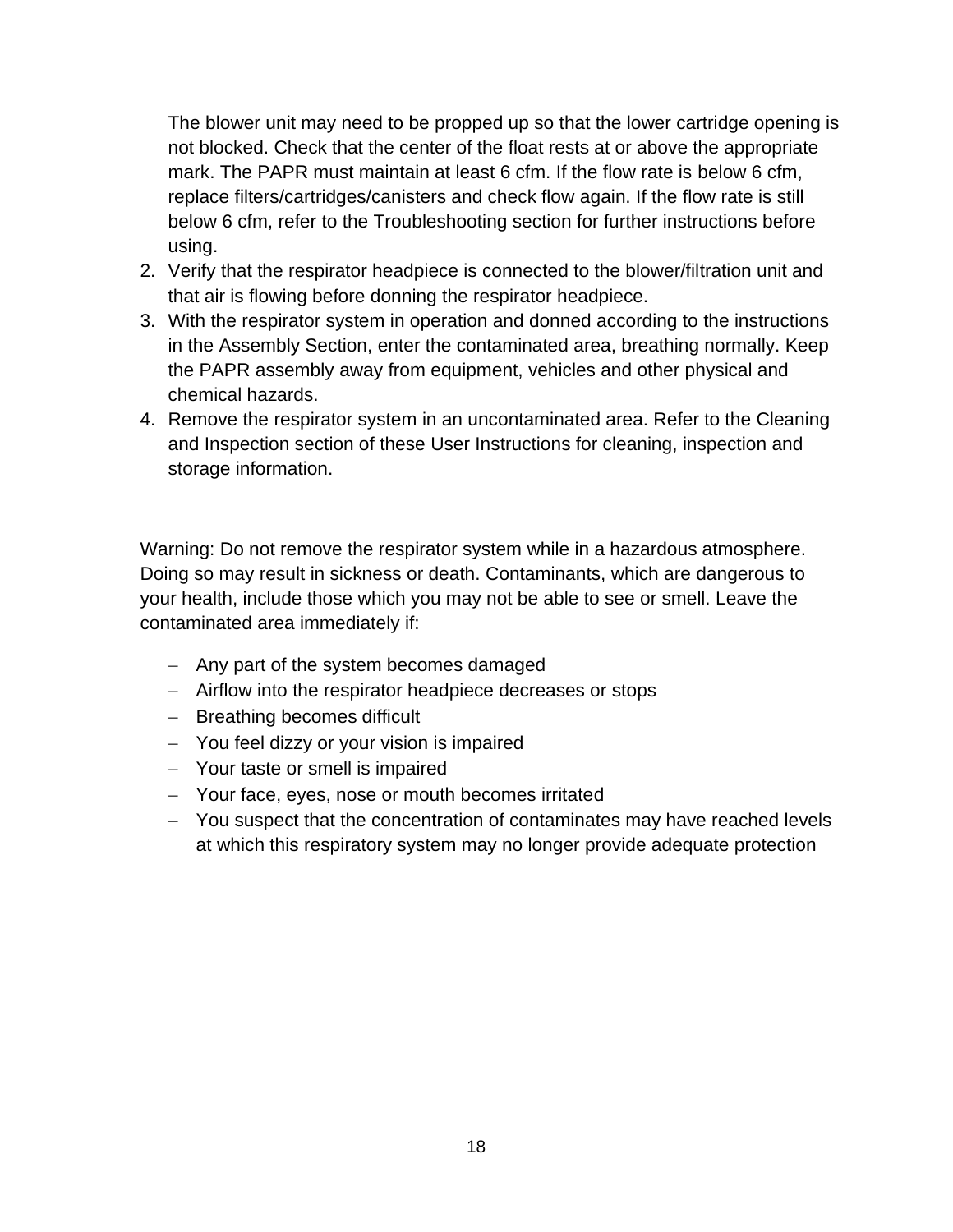The blower unit may need to be propped up so that the lower cartridge opening is not blocked. Check that the center of the float rests at or above the appropriate mark. The PAPR must maintain at least 6 cfm. If the flow rate is below 6 cfm, replace filters/cartridges/canisters and check flow again. If the flow rate is still below 6 cfm, refer to the Troubleshooting section for further instructions before using.

2. Verify that the respirator headpiece is connected to the blower/filtration unit and that air is flowing before donning the respirator headpiece.
3. With the respirator system in operation and donned according to the instructions in the Assembly Section, enter the contaminated area, breathing normally. Keep the PAPR assembly away from equipment, vehicles and other physical and chemical hazards.
4. Remove the respirator system in an uncontaminated area. Refer to the Cleaning and Inspection section of these User Instructions for cleaning, inspection and storage information.

Warning: Do not remove the respirator system while in a hazardous atmosphere. Doing so may result in sickness or death. Contaminants, which are dangerous to your health, include those which you may not be able to see or smell. Leave the contaminated area immediately if:

- Any part of the system becomes damaged
- Airflow into the respirator headpiece decreases or stops
- Breathing becomes difficult
- You feel dizzy or your vision is impaired
- Your taste or smell is impaired
- Your face, eyes, nose or mouth becomes irritated
- You suspect that the concentration of contaminates may have reached levels at which this respiratory system may no longer provide adequate protection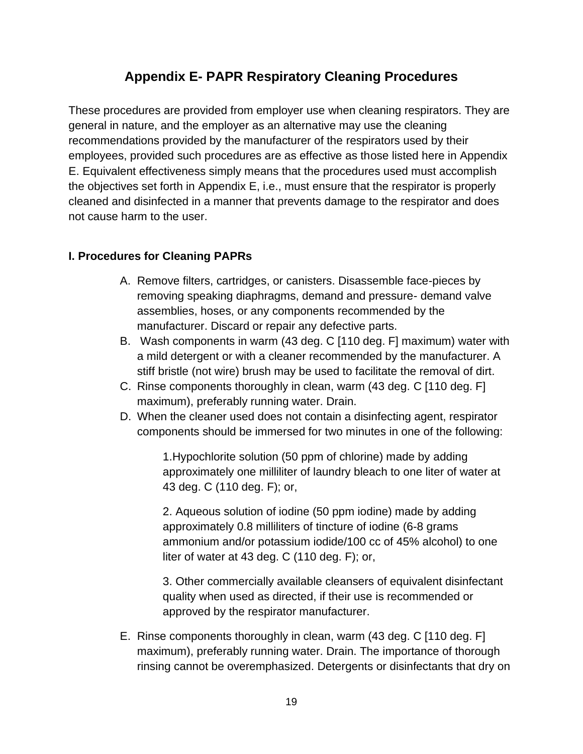## Appendix E- PAPR Respiratory Cleaning Procedures

These procedures are provided from employer use when cleaning respirators. They are general in nature, and the employer as an alternative may use the cleaning recommendations provided by the manufacturer of the respirators used by their employees, provided such procedures are as effective as those listed here in Appendix E. Equivalent effectiveness simply means that the procedures used must accomplish the objectives set forth in Appendix E, i.e., must ensure that the respirator is properly cleaned and disinfected in a manner that prevents damage to the respirator and does not cause harm to the user.

### I. Procedures for Cleaning PAPRs

A. Remove filters, cartridges, or canisters. Disassemble face-pieces by removing speaking diaphragms, demand and pressure- demand valve assemblies, hoses, or any components recommended by the manufacturer. Discard or repair any defective parts.

B. Wash components in warm (43 deg. C [110 deg. F] maximum) water with a mild detergent or with a cleaner recommended by the manufacturer. A stiff bristle (not wire) brush may be used to facilitate the removal of dirt.

C. Rinse components thoroughly in clean, warm (43 deg. C [110 deg. F] maximum), preferably running water. Drain.

D. When the cleaner used does not contain a disinfecting agent, respirator components should be immersed for two minutes in one of the following:

   1.Hypochlorite solution (50 ppm of chlorine) made by adding approximately one milliliter of laundry bleach to one liter of water at 43 deg. C (110 deg. F); or,

   2. Aqueous solution of iodine (50 ppm iodine) made by adding approximately 0.8 milliliters of tincture of iodine (6-8 grams ammonium and/or potassium iodide/100 cc of 45% alcohol) to one liter of water at 43 deg. C (110 deg. F); or,

   3. Other commercially available cleansers of equivalent disinfectant quality when used as directed, if their use is recommended or approved by the respirator manufacturer.

E. Rinse components thoroughly in clean, warm (43 deg. C [110 deg. F] maximum), preferably running water. Drain. The importance of thorough rinsing cannot be overemphasized. Detergents or disinfectants that dry on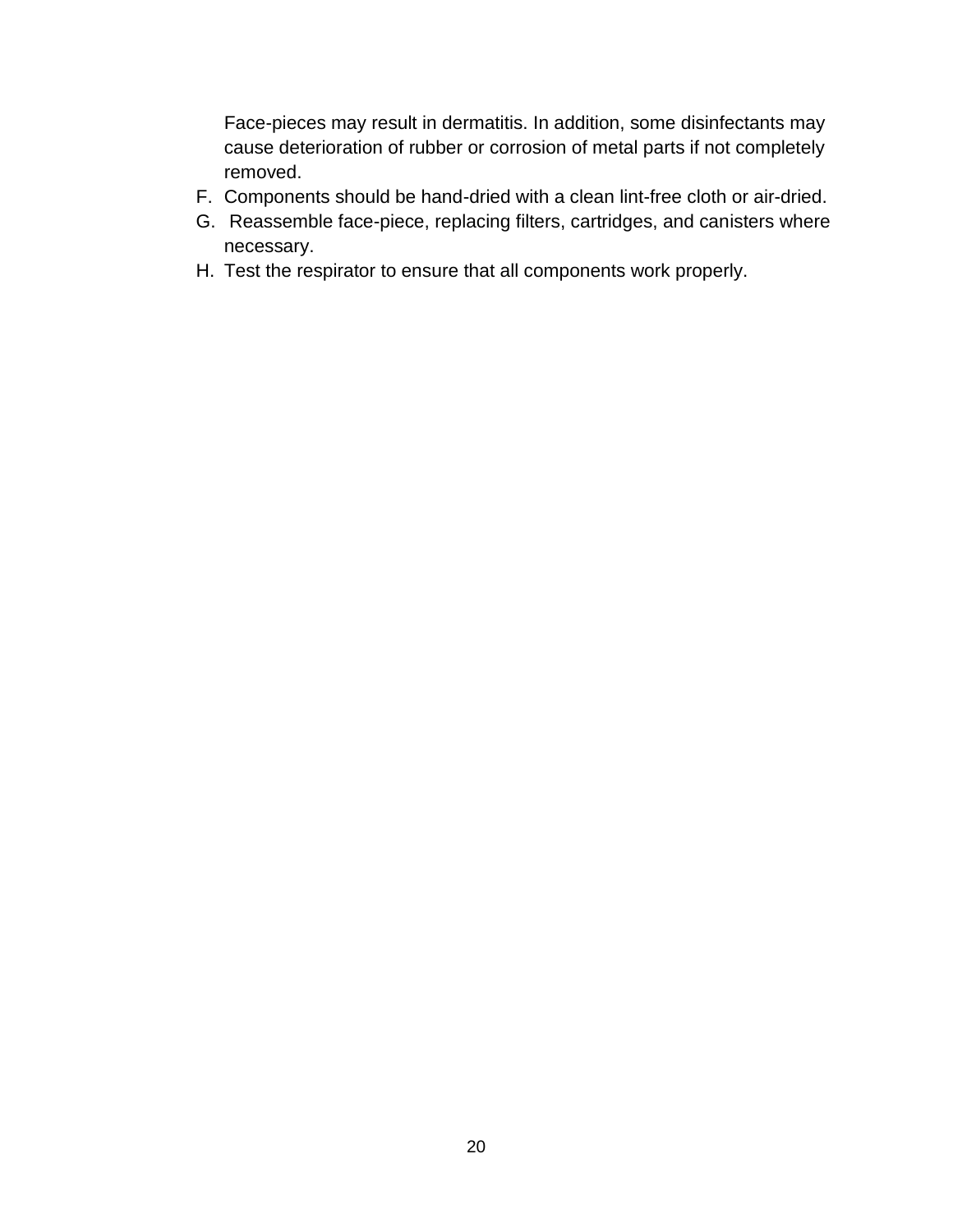Face-pieces may result in dermatitis. In addition, some disinfectants may cause deterioration of rubber or corrosion of metal parts if not completely removed.

F. Components should be hand-dried with a clean lint-free cloth or air-dried.
G. Reassemble face-piece, replacing filters, cartridges, and canisters where necessary.
H. Test the respirator to ensure that all components work properly.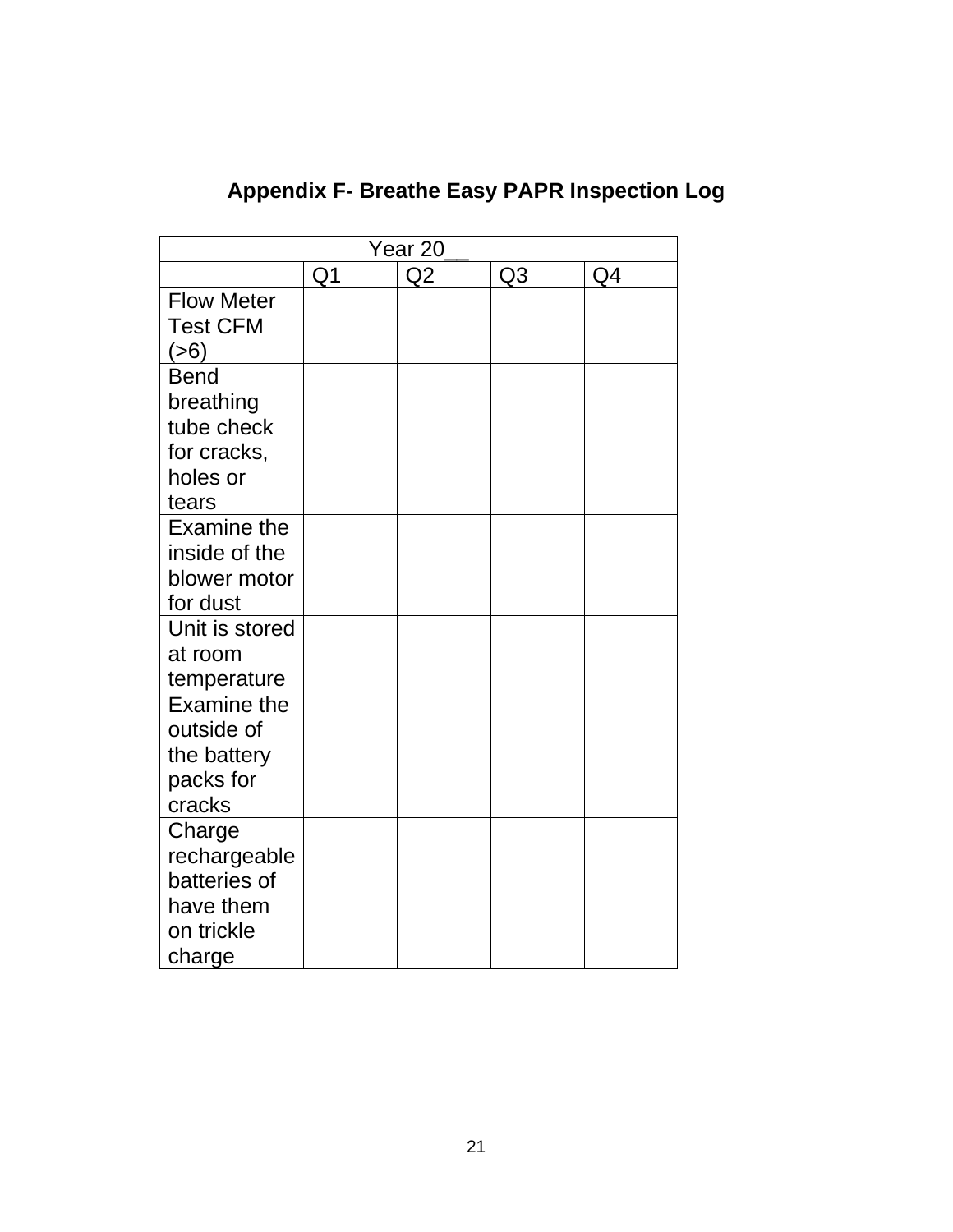## Appendix F- Breathe Easy PAPR Inspection Log

| Year 20__ | | | | |
|---|---|---|---|---|
| | Q1 | Q2 | Q3 | Q4 |
| Flow Meter Test CFM (>6) | | | | |
| Bend breathing tube check for cracks, holes or tears | | | | |
| Examine the inside of the blower motor for dust | | | | |
| Unit is stored at room temperature | | | | |
| Examine the outside of the battery packs for cracks | | | | |
| Charge rechargeable batteries of have them on trickle charge | | | | |